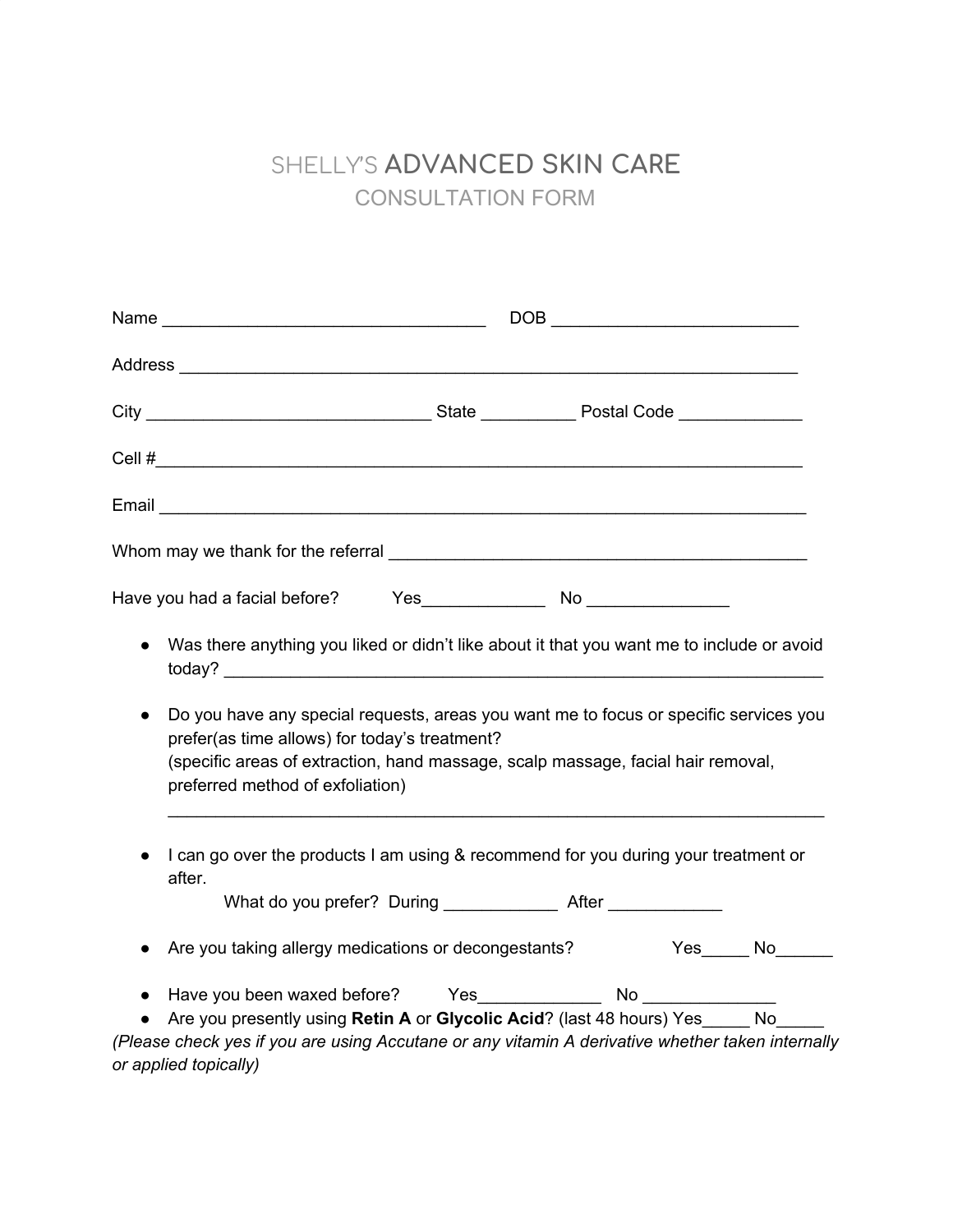# SHELLY'S ADVANCED SKIN CARE

## CONSULTATION FORM

Name ___________________________________ DOB __________________________

Address __________________________________________________________________

City ______________________________ State __________ Postal Code _____________

Cell #____________________________________________________________________

Email _____________________________________________________________________

Whom may we thank for the referral ____________________________________________

Have you had a facial before? Yes_____________ No _______________

- Was there anything you liked or didn't like about it that you want me to include or avoid today? ________________________________________________________________

- Do you have any special requests, areas you want me to focus or specific services you prefer(as time allows) for today's treatment?
  (specific areas of extraction, hand massage, scalp massage, facial hair removal, preferred method of exfoliation)
  _____________________________________________________________________

- I can go over the products I am using & recommend for you during your treatment or after.
  What do you prefer? During ____________ After ____________

- Are you taking allergy medications or decongestants? Yes_____ No______

- Have you been waxed before? Yes_____________ No ______________
- Are you presently using **Retin A** or **Glycolic Acid**? (last 48 hours) Yes_____ No_____

*(Please check yes if you are using Accutane or any vitamin A derivative whether taken internally or applied topically)*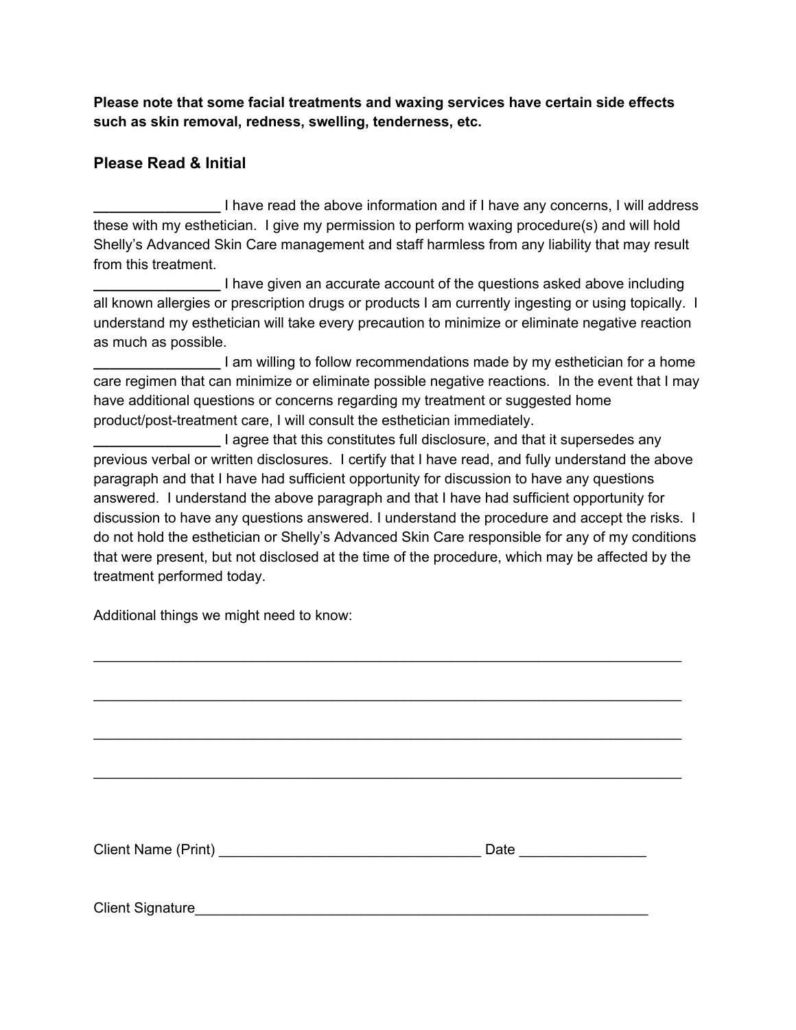**Please note that some facial treatments and waxing services have certain side effects such as skin removal, redness, swelling, tenderness, etc.**

## Please Read & Initial

________________ I have read the above information and if I have any concerns, I will address these with my esthetician. I give my permission to perform waxing procedure(s) and will hold Shelly's Advanced Skin Care management and staff harmless from any liability that may result from this treatment.

________________ I have given an accurate account of the questions asked above including all known allergies or prescription drugs or products I am currently ingesting or using topically. I understand my esthetician will take every precaution to minimize or eliminate negative reaction as much as possible.

________________ I am willing to follow recommendations made by my esthetician for a home care regimen that can minimize or eliminate possible negative reactions. In the event that I may have additional questions or concerns regarding my treatment or suggested home product/post-treatment care, I will consult the esthetician immediately.

________________ I agree that this constitutes full disclosure, and that it supersedes any previous verbal or written disclosures. I certify that I have read, and fully understand the above paragraph and that I have had sufficient opportunity for discussion to have any questions answered. I understand the above paragraph and that I have had sufficient opportunity for discussion to have any questions answered. I understand the procedure and accept the risks. I do not hold the esthetician or Shelly's Advanced Skin Care responsible for any of my conditions that were present, but not disclosed at the time of the procedure, which may be affected by the treatment performed today.

Additional things we might need to know:

___________________________________________________________________________

___________________________________________________________________________

___________________________________________________________________________

___________________________________________________________________________

Client Name (Print) _________________________________ Date ________________

Client Signature_____________________________________________________________